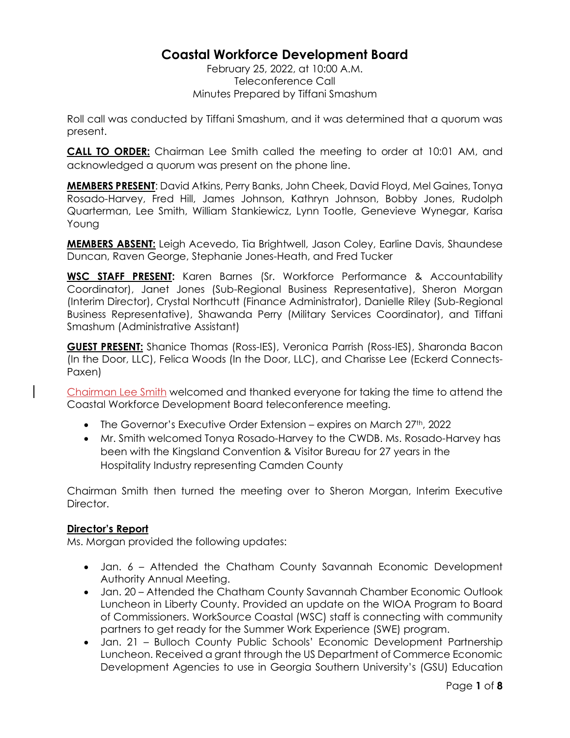# Coastal Workforce Development Board

February 25, 2022, at 10:00 A.M.
Teleconference Call
Minutes Prepared by Tiffani Smashum

Roll call was conducted by Tiffani Smashum, and it was determined that a quorum was present.

**CALL TO ORDER:** Chairman Lee Smith called the meeting to order at 10:01 AM, and acknowledged a quorum was present on the phone line.

**MEMBERS PRESENT**: David Atkins, Perry Banks, John Cheek, David Floyd, Mel Gaines, Tonya Rosado-Harvey, Fred Hill, James Johnson, Kathryn Johnson, Bobby Jones, Rudolph Quarterman, Lee Smith, William Stankiewicz, Lynn Tootle, Genevieve Wynegar, Karisa Young

**MEMBERS ABSENT:** Leigh Acevedo, Tia Brightwell, Jason Coley, Earline Davis, Shaundese Duncan, Raven George, Stephanie Jones-Heath, and Fred Tucker

**WSC STAFF PRESENT:** Karen Barnes (Sr. Workforce Performance & Accountability Coordinator), Janet Jones (Sub-Regional Business Representative), Sheron Morgan (Interim Director), Crystal Northcutt (Finance Administrator), Danielle Riley (Sub-Regional Business Representative), Shawanda Perry (Military Services Coordinator), and Tiffani Smashum (Administrative Assistant)

**GUEST PRESENT:** Shanice Thomas (Ross-IES), Veronica Parrish (Ross-IES), Sharonda Bacon (In the Door, LLC), Felica Woods (In the Door, LLC), and Charisse Lee (Eckerd Connects-Paxen)

Chairman Lee Smith welcomed and thanked everyone for taking the time to attend the Coastal Workforce Development Board teleconference meeting.

- The Governor's Executive Order Extension – expires on March 27th, 2022
- Mr. Smith welcomed Tonya Rosado-Harvey to the CWDB. Ms. Rosado-Harvey has been with the Kingsland Convention & Visitor Bureau for 27 years in the Hospitality Industry representing Camden County

Chairman Smith then turned the meeting over to Sheron Morgan, Interim Executive Director.

## Director's Report

Ms. Morgan provided the following updates:

- Jan. 6 – Attended the Chatham County Savannah Economic Development Authority Annual Meeting.
- Jan. 20 – Attended the Chatham County Savannah Chamber Economic Outlook Luncheon in Liberty County. Provided an update on the WIOA Program to Board of Commissioners. WorkSource Coastal (WSC) staff is connecting with community partners to get ready for the Summer Work Experience (SWE) program.
- Jan. 21 – Bulloch County Public Schools' Economic Development Partnership Luncheon. Received a grant through the US Department of Commerce Economic Development Agencies to use in Georgia Southern University's (GSU) Education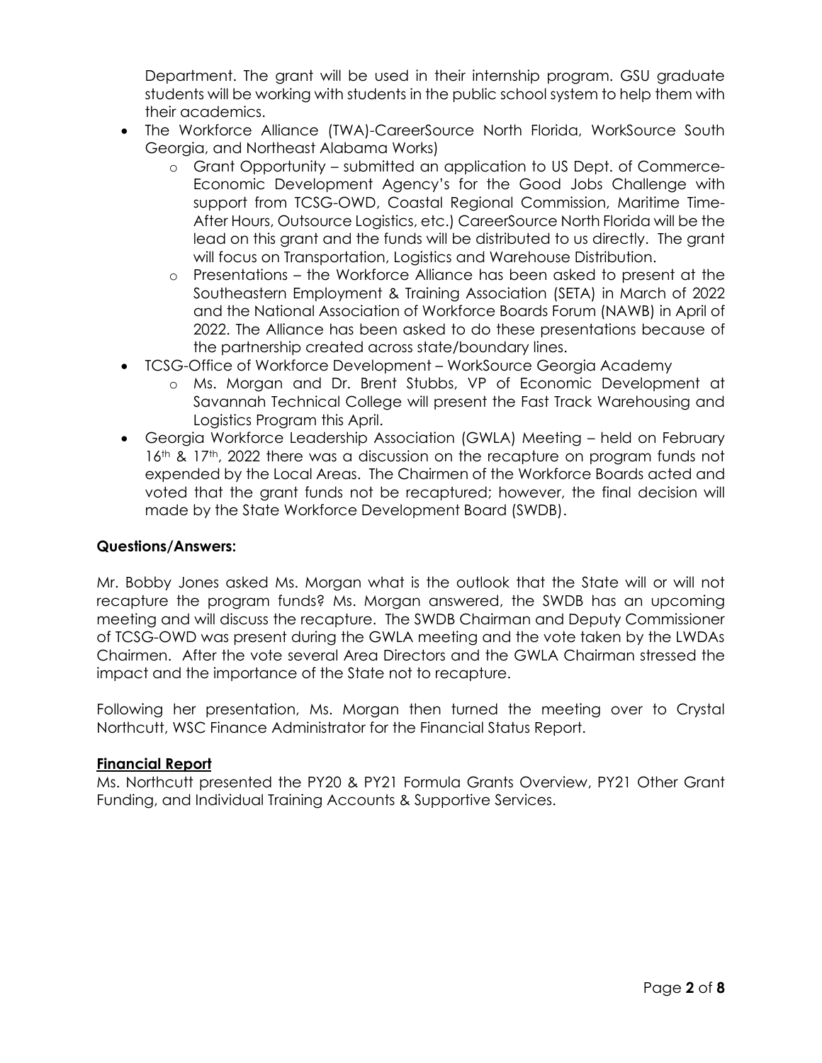Department. The grant will be used in their internship program. GSU graduate students will be working with students in the public school system to help them with their academics.

- The Workforce Alliance (TWA)-CareerSource North Florida, WorkSource South Georgia, and Northeast Alabama Works)
  - Grant Opportunity – submitted an application to US Dept. of Commerce-Economic Development Agency's for the Good Jobs Challenge with support from TCSG-OWD, Coastal Regional Commission, Maritime Time-After Hours, Outsource Logistics, etc.) CareerSource North Florida will be the lead on this grant and the funds will be distributed to us directly. The grant will focus on Transportation, Logistics and Warehouse Distribution.
  - Presentations – the Workforce Alliance has been asked to present at the Southeastern Employment & Training Association (SETA) in March of 2022 and the National Association of Workforce Boards Forum (NAWB) in April of 2022. The Alliance has been asked to do these presentations because of the partnership created across state/boundary lines.
- TCSG-Office of Workforce Development – WorkSource Georgia Academy
  - Ms. Morgan and Dr. Brent Stubbs, VP of Economic Development at Savannah Technical College will present the Fast Track Warehousing and Logistics Program this April.
- Georgia Workforce Leadership Association (GWLA) Meeting – held on February 16th & 17th, 2022 there was a discussion on the recapture on program funds not expended by the Local Areas. The Chairmen of the Workforce Boards acted and voted that the grant funds not be recaptured; however, the final decision will made by the State Workforce Development Board (SWDB).

**Questions/Answers:**

Mr. Bobby Jones asked Ms. Morgan what is the outlook that the State will or will not recapture the program funds? Ms. Morgan answered, the SWDB has an upcoming meeting and will discuss the recapture. The SWDB Chairman and Deputy Commissioner of TCSG-OWD was present during the GWLA meeting and the vote taken by the LWDAs Chairmen. After the vote several Area Directors and the GWLA Chairman stressed the impact and the importance of the State not to recapture.

Following her presentation, Ms. Morgan then turned the meeting over to Crystal Northcutt, WSC Finance Administrator for the Financial Status Report.

**Financial Report**

Ms. Northcutt presented the PY20 & PY21 Formula Grants Overview, PY21 Other Grant Funding, and Individual Training Accounts & Supportive Services.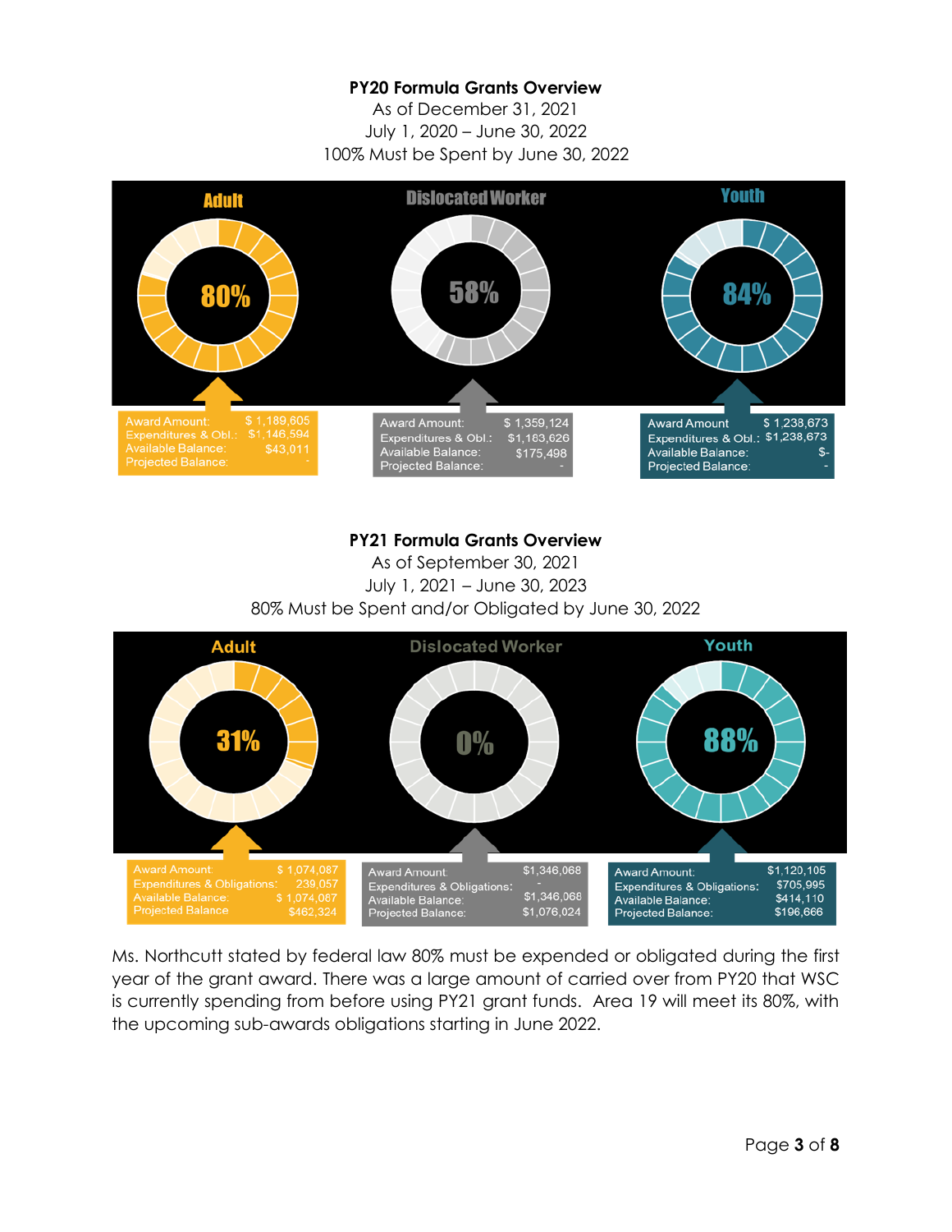**PY20 Formula Grants Overview**

As of December 31, 2021

July 1, 2020 – June 30, 2022

100% Must be Spent by June 30, 2022

**Adult** — 80%

| | |
|---|---|
| Award Amount: | $ 1,189,605 |
| Expenditures & Obl.: | $1,146,594 |
| Available Balance: | $43,011 |
| Projected Balance: | - |

**Dislocated Worker** — 58%

| | |
|---|---|
| Award Amount: | $ 1,359,124 |
| Expenditures & Obl.: | $1,183,626 |
| Available Balance: | $175,498 |
| Projected Balance: | - |

**Youth** — 84%

| | |
|---|---|
| Award Amount | $ 1,238,673 |
| Expenditures & Obl.: | $1,238,673 |
| Available Balance: | $- |
| Projected Balance: | - |

**PY21 Formula Grants Overview**

As of September 30, 2021

July 1, 2021 – June 30, 2023

80% Must be Spent and/or Obligated by June 30, 2022

**Adult** — 31%

| | |
|---|---|
| Award Amount: | $ 1,074,087 |
| Expenditures & Obligations: | 239,057 |
| Available Balance: | $ 1,074,087 |
| Projected Balance | $462,324 |

**Dislocated Worker** — 0%

| | |
|---|---|
| Award Amount: | $1,346,068 |
| Expenditures & Obligations: | - |
| Available Balance: | $1,346,068 |
| Projected Balance: | $1,076,024 |

**Youth** — 88%

| | |
|---|---|
| Award Amount: | $1,120,105 |
| Expenditures & Obligations: | $705,995 |
| Available Balance: | $414,110 |
| Projected Balance: | $196,666 |

Ms. Northcutt stated by federal law 80% must be expended or obligated during the first year of the grant award. There was a large amount of carried over from PY20 that WSC is currently spending from before using PY21 grant funds. Area 19 will meet its 80%, with the upcoming sub-awards obligations starting in June 2022.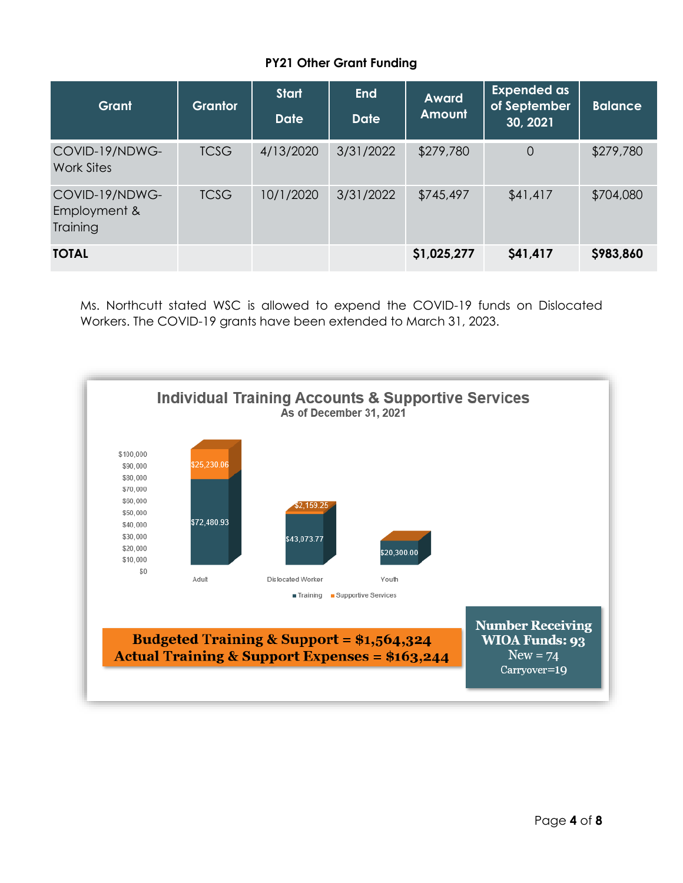**PY21 Other Grant Funding**

| Grant | Grantor | Start Date | End Date | Award Amount | Expended as of September 30, 2021 | Balance |
|---|---|---|---|---|---|---|
| COVID-19/NDWG-Work Sites | TCSG | 4/13/2020 | 3/31/2022 | $279,780 | 0 | $279,780 |
| COVID-19/NDWG-Employment & Training | TCSG | 10/1/2020 | 3/31/2022 | $745,497 | $41,417 | $704,080 |
| **TOTAL** | | | | **$1,025,277** | **$41,417** | **$983,860** |

Ms. Northcutt stated WSC is allowed to expend the COVID-19 funds on Dislocated Workers. The COVID-19 grants have been extended to March 31, 2023.

**Individual Training Accounts & Supportive Services**
**As of December 31, 2021**

| | Training | Supportive Services |
|---|---|---|
| Adult | $72,480.93 | $25,230.06 |
| Dislocated Worker | $43,073.77 | $2,159.25 |
| Youth | $20,300.00 | |

**Budgeted Training & Support = $1,564,324**
**Actual Training & Support Expenses = $163,244**

**Number Receiving WIOA Funds: 93**
New = 74
Carryover=19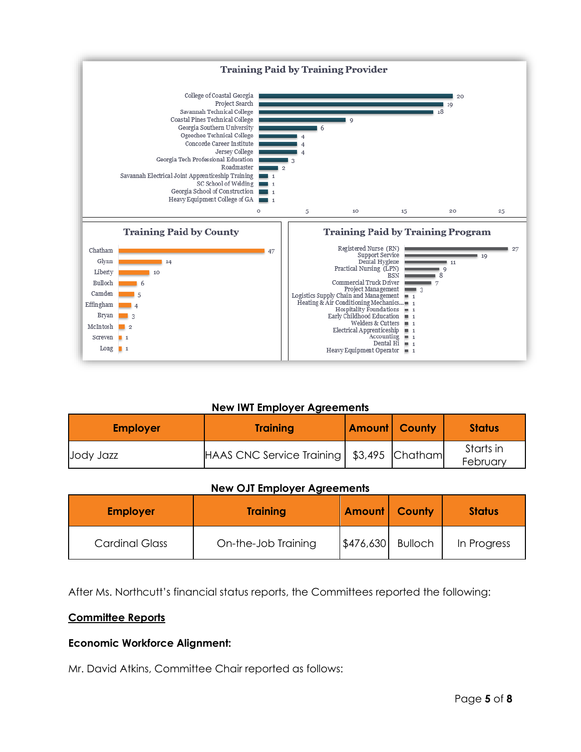### Training Paid by Training Provider

| Training Provider | Count |
|---|---|
| College of Coastal Georgia | 20 |
| Project Search | 19 |
| Savannah Technical College | 18 |
| Coastal Pines Technical College | 9 |
| Georgia Southern University | 6 |
| Ogeechee Technical College | 4 |
| Concorde Career Institute | 4 |
| Jersey College | 4 |
| Georgia Tech Professional Education | 3 |
| Roadmaster | 2 |
| Savannah Electrical Joint Apprenticeship Training | 1 |
| SC School of Welding | 1 |
| Georgia School of Construction | 1 |
| Heavy Equipment College of GA | 1 |

### Training Paid by County

| County | Count |
|---|---|
| Chatham | 47 |
| Glynn | 14 |
| Liberty | 10 |
| Bulloch | 6 |
| Camden | 5 |
| Effingham | 4 |
| Bryan | 3 |
| McIntosh | 2 |
| Screven | 1 |
| Long | 1 |

### Training Paid by Training Program

| Training Program | Count |
|---|---|
| Registered Nurse (RN) | 27 |
| Support Service | 19 |
| Dental Hygiene | 11 |
| Practical Nursing (LPN) | 9 |
| BSN | 8 |
| Commercial Truck Driver | 7 |
| Project Management | 3 |
| Logistics Supply Chain and Management | 1 |
| Heating & Air Conditioning Mechanics... | 1 |
| Hospitality Foundations | 1 |
| Early Childhood Education | 1 |
| Welders & Cutters | 1 |
| Electrical Apprenticeship | 1 |
| Accounting | 1 |
| Dental Hi | 1 |
| Heavy Equipment Operator | 1 |

**New IWT Employer Agreements**

| Employer | Training | Amount | County | Status |
|---|---|---|---|---|
| Jody Jazz | HAAS CNC Service Training | $3,495 | Chatham | Starts in February |

**New OJT Employer Agreements**

| Employer | Training | Amount | County | Status |
|---|---|---|---|---|
| Cardinal Glass | On-the-Job Training | $476,630 | Bulloch | In Progress |

After Ms. Northcutt's financial status reports, the Committees reported the following:

## Committee Reports

**Economic Workforce Alignment:**

Mr. David Atkins, Committee Chair reported as follows: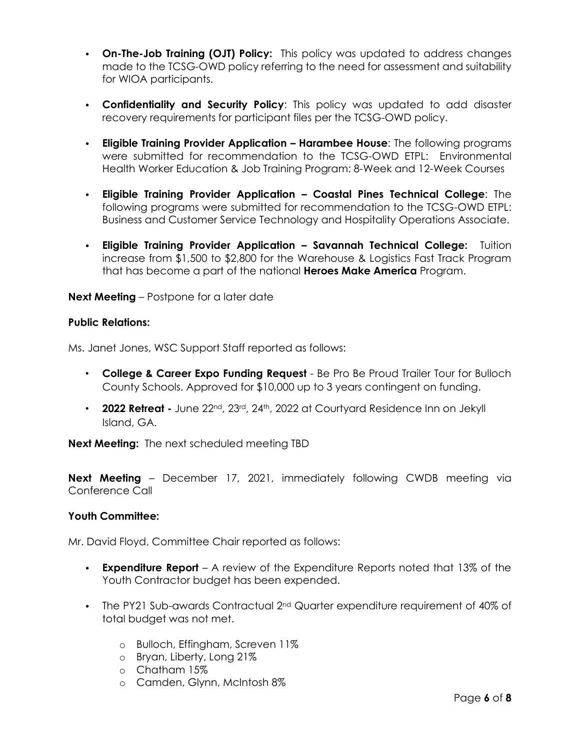- **On-The-Job Training (OJT) Policy:** This policy was updated to address changes made to the TCSG-OWD policy referring to the need for assessment and suitability for WIOA participants.

- **Confidentiality and Security Policy**: This policy was updated to add disaster recovery requirements for participant files per the TCSG-OWD policy.

- **Eligible Training Provider Application – Harambee House**: The following programs were submitted for recommendation to the TCSG-OWD ETPL: Environmental Health Worker Education & Job Training Program: 8-Week and 12-Week Courses

- **Eligible Training Provider Application – Coastal Pines Technical College**: The following programs were submitted for recommendation to the TCSG-OWD ETPL: Business and Customer Service Technology and Hospitality Operations Associate.

- **Eligible Training Provider Application – Savannah Technical College:** Tuition increase from $1,500 to $2,800 for the Warehouse & Logistics Fast Track Program that has become a part of the national **Heroes Make America** Program.

**Next Meeting** – Postpone for a later date

**Public Relations:**

Ms. Janet Jones, WSC Support Staff reported as follows:

- **College & Career Expo Funding Request** - Be Pro Be Proud Trailer Tour for Bulloch County Schools. Approved for $10,000 up to 3 years contingent on funding.
- **2022 Retreat -** June 22nd, 23rd, 24th, 2022 at Courtyard Residence Inn on Jekyll Island, GA.

**Next Meeting:** The next scheduled meeting TBD

**Next Meeting** – December 17, 2021, immediately following CWDB meeting via Conference Call

**Youth Committee:**

Mr. David Floyd, Committee Chair reported as follows:

- **Expenditure Report** – A review of the Expenditure Reports noted that 13% of the Youth Contractor budget has been expended.

- The PY21 Sub-awards Contractual 2nd Quarter expenditure requirement of 40% of total budget was not met.
  - Bulloch, Effingham, Screven 11%
  - Bryan, Liberty, Long 21%
  - Chatham 15%
  - Camden, Glynn, McIntosh 8%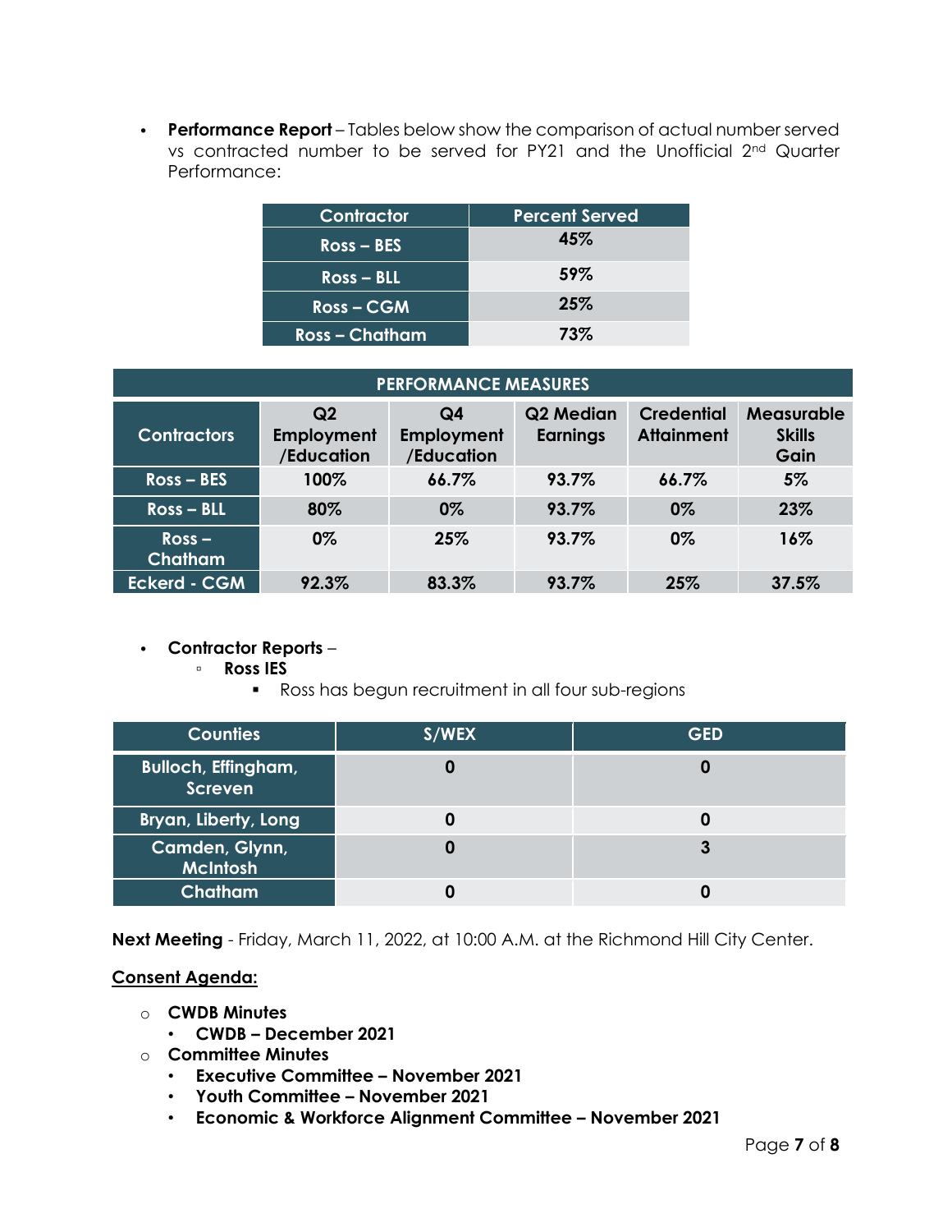- **Performance Report** – Tables below show the comparison of actual number served vs contracted number to be served for PY21 and the Unofficial 2nd Quarter Performance:

| Contractor | Percent Served |
|---|---|
| Ross – BES | 45% |
| Ross – BLL | 59% |
| Ross – CGM | 25% |
| Ross – Chatham | 73% |

| PERFORMANCE MEASURES | | | | | |
|---|---|---|---|---|---|
| Contractors | Q2 Employment /Education | Q4 Employment /Education | Q2 Median Earnings | Credential Attainment | Measurable Skills Gain |
| Ross – BES | 100% | 66.7% | 93.7% | 66.7% | 5% |
| Ross – BLL | 80% | 0% | 93.7% | 0% | 23% |
| Ross – Chatham | 0% | 25% | 93.7% | 0% | 16% |
| Eckerd - CGM | 92.3% | 83.3% | 93.7% | 25% | 37.5% |

- **Contractor Reports** –
  - **Ross IES**
    - Ross has begun recruitment in all four sub-regions

| Counties | S/WEX | GED |
|---|---|---|
| Bulloch, Effingham, Screven | 0 | 0 |
| Bryan, Liberty, Long | 0 | 0 |
| Camden, Glynn, McIntosh | 0 | 3 |
| Chatham | 0 | 0 |

**Next Meeting** - Friday, March 11, 2022, at 10:00 A.M. at the Richmond Hill City Center.

**Consent Agenda:**

- **CWDB Minutes**
  - **CWDB – December 2021**
- **Committee Minutes**
  - **Executive Committee – November 2021**
  - **Youth Committee – November 2021**
  - **Economic & Workforce Alignment Committee – November 2021**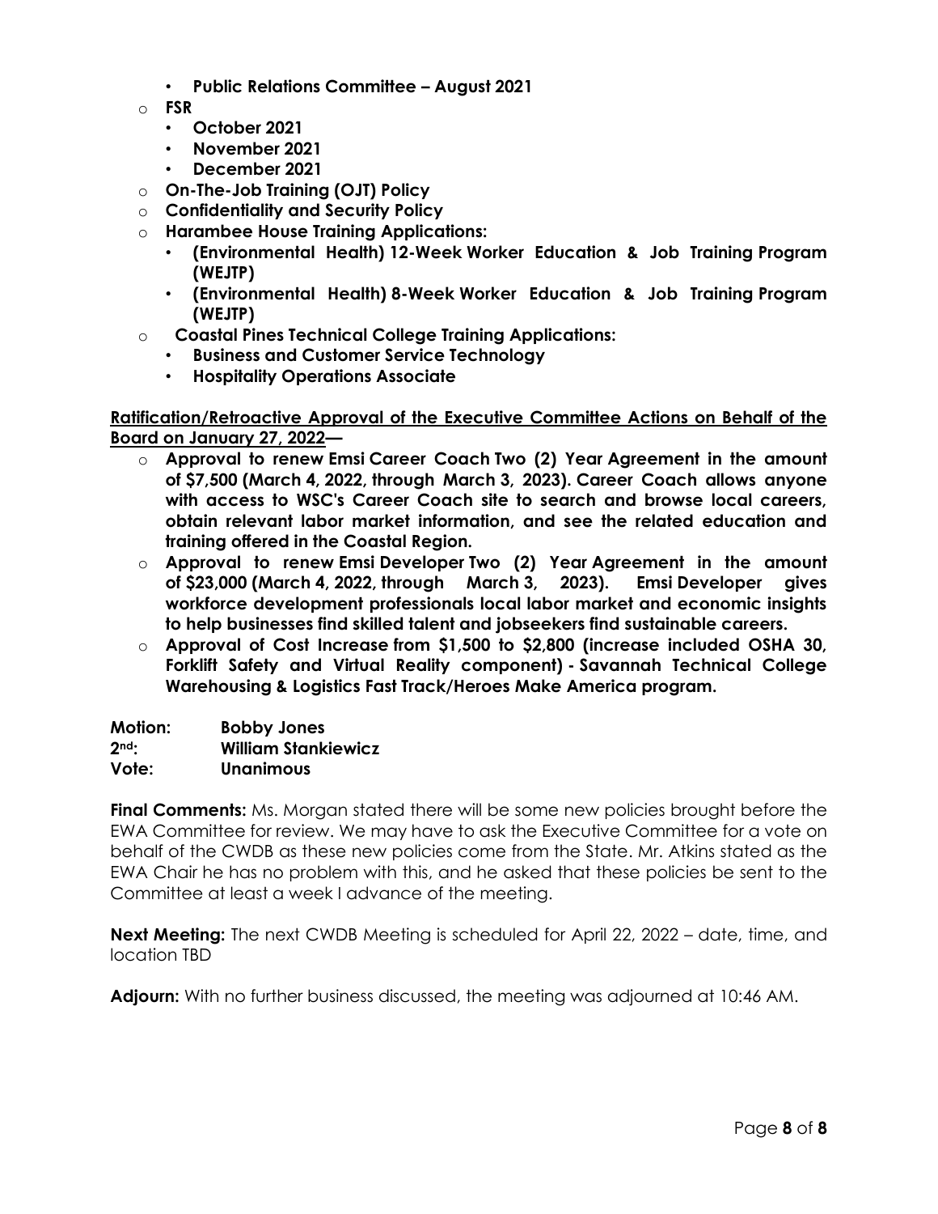- **Public Relations Committee – August 2021**
- **FSR**
    - **October 2021**
    - **November 2021**
    - **December 2021**
- **On-The-Job Training (OJT) Policy**
- **Confidentiality and Security Policy**
- **Harambee House Training Applications:**
    - **(Environmental Health) 12-Week Worker Education & Job Training Program (WEJTP)**
    - **(Environmental Health) 8-Week Worker Education & Job Training Program (WEJTP)**
- **Coastal Pines Technical College Training Applications:**
    - **Business and Customer Service Technology**
    - **Hospitality Operations Associate**

**Ratification/Retroactive Approval of the Executive Committee Actions on Behalf of the Board on January 27, 2022—**

- **Approval to renew Emsi Career Coach Two (2) Year Agreement in the amount of $7,500 (March 4, 2022, through March 3, 2023). Career Coach allows anyone with access to WSC's Career Coach site to search and browse local careers, obtain relevant labor market information, and see the related education and training offered in the Coastal Region.**
- **Approval to renew Emsi Developer Two (2) Year Agreement in the amount of $23,000 (March 4, 2022, through March 3, 2023). Emsi Developer gives workforce development professionals local labor market and economic insights to help businesses find skilled talent and jobseekers find sustainable careers.**
- **Approval of Cost Increase from $1,500 to $2,800 (increase included OSHA 30, Forklift Safety and Virtual Reality component) - Savannah Technical College Warehousing & Logistics Fast Track/Heroes Make America program.**

**Motion:** **Bobby Jones**
**2nd:** **William Stankiewicz**
**Vote:** **Unanimous**

**Final Comments:** Ms. Morgan stated there will be some new policies brought before the EWA Committee for review. We may have to ask the Executive Committee for a vote on behalf of the CWDB as these new policies come from the State. Mr. Atkins stated as the EWA Chair he has no problem with this, and he asked that these policies be sent to the Committee at least a week I advance of the meeting.

**Next Meeting:** The next CWDB Meeting is scheduled for April 22, 2022 – date, time, and location TBD

**Adjourn:** With no further business discussed, the meeting was adjourned at 10:46 AM.